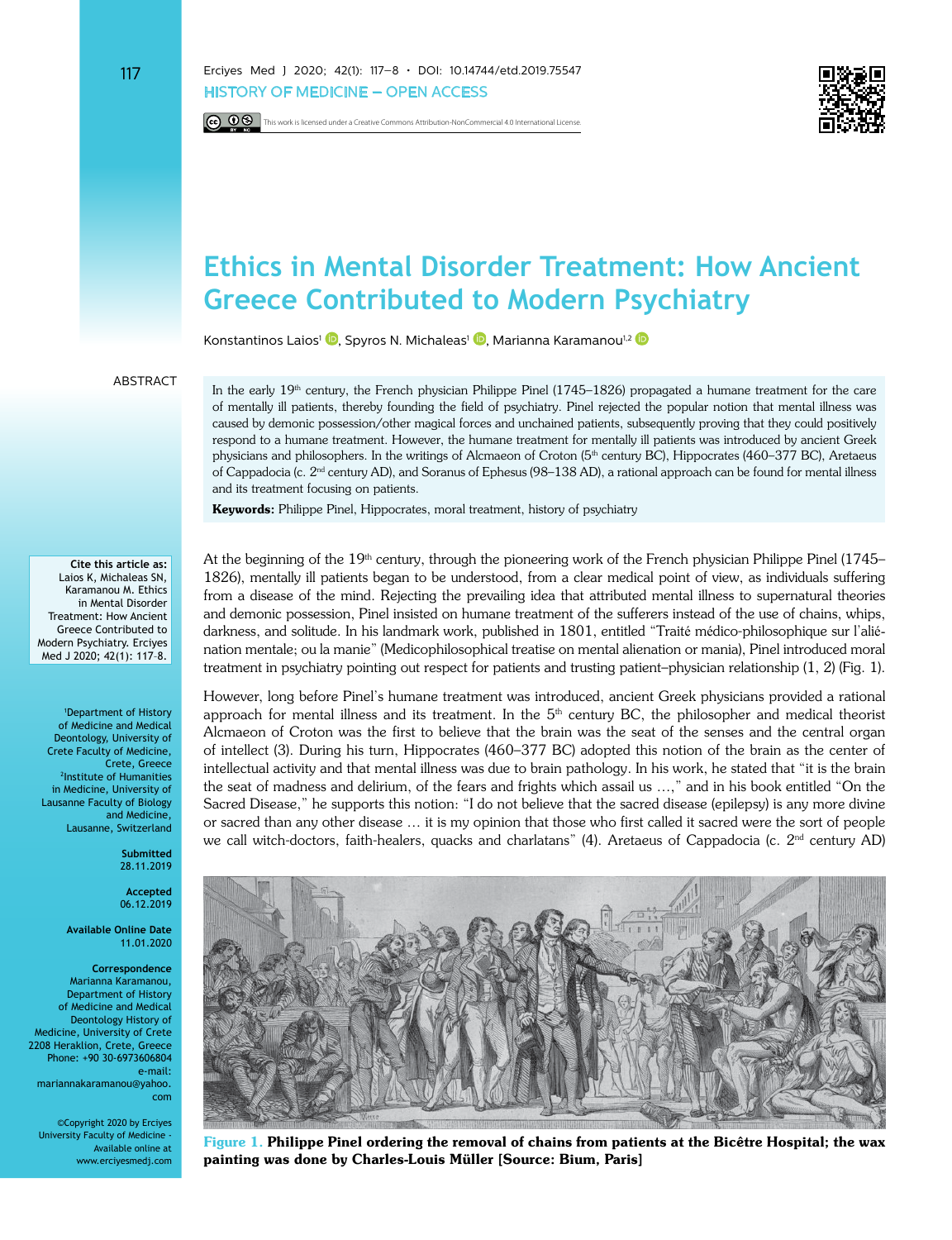# Ethics in Mental Disorder Treatment: How Ancient Greece Contributed to Modern Psychiatry

Konstantinos Laios[1], Spyros N. Michaleas[1], Marianna Karamanou[1,2]

## ABSTRACT

In the early 19th century, the French physician Philippe Pinel (1745–1826) propagated a humane treatment for the care of mentally ill patients, thereby founding the field of psychiatry. Pinel rejected the popular notion that mental illness was caused by demonic possession/other magical forces and unchained patients, subsequently proving that they could positively respond to a humane treatment. However, the humane treatment for mentally ill patients was introduced by ancient Greek physicians and philosophers. In the writings of Alcmaeon of Croton (5th century BC), Hippocrates (460–377 BC), Aretaeus of Cappadocia (c. 2nd century AD), and Soranus of Ephesus (98–138 AD), a rational approach can be found for mental illness and its treatment focusing on patients.

**Keywords:** Philippe Pinel, Hippocrates, moral treatment, history of psychiatry

**Cite this article as:** Laios K, Michaleas SN, Karamanou M. Ethics in Mental Disorder Treatment: How Ancient Greece Contributed to Modern Psychiatry. Erciyes Med J 2020; 42(1): 117-8.

[1]Department of History of Medicine and Medical Deontology, University of Crete Faculty of Medicine, Crete, Greece
[2]Institute of Humanities in Medicine, University of Lausanne Faculty of Biology and Medicine, Lausanne, Switzerland

**Submitted** 28.11.2019

**Accepted** 06.12.2019

**Available Online Date** 11.01.2020

**Correspondence** Marianna Karamanou, Department of History of Medicine and Medical Deontology History of Medicine, University of Crete 2208 Heraklion, Crete, Greece Phone: +90 30-6973606804 e-mail: mariannakaramanou@yahoo.com

©Copyright 2020 by Erciyes University Faculty of Medicine - Available online at www.erciyesmedj.com

At the beginning of the 19th century, through the pioneering work of the French physician Philippe Pinel (1745–1826), mentally ill patients began to be understood, from a clear medical point of view, as individuals suffering from a disease of the mind. Rejecting the prevailing idea that attributed mental illness to supernatural theories and demonic possession, Pinel insisted on humane treatment of the sufferers instead of the use of chains, whips, darkness, and solitude. In his landmark work, published in 1801, entitled "Traité médico-philosophique sur l'aliénation mentale; ou la manie" (Medicophilosophical treatise on mental alienation or mania), Pinel introduced moral treatment in psychiatry pointing out respect for patients and trusting patient–physician relationship (1, 2) (Fig. 1).

However, long before Pinel's humane treatment was introduced, ancient Greek physicians provided a rational approach for mental illness and its treatment. In the 5th century BC, the philosopher and medical theorist Alcmaeon of Croton was the first to believe that the brain was the seat of the senses and the central organ of intellect (3). During his turn, Hippocrates (460–377 BC) adopted this notion of the brain as the center of intellectual activity and that mental illness was due to brain pathology. In his work, he stated that "it is the brain the seat of madness and delirium, of the fears and frights which assail us …," and in his book entitled "On the Sacred Disease," he supports this notion: "I do not believe that the sacred disease (epilepsy) is any more divine or sacred than any other disease … it is my opinion that those who first called it sacred were the sort of people we call witch-doctors, faith-healers, quacks and charlatans" (4). Aretaeus of Cappadocia (c. 2nd century AD)

**Figure 1. Philippe Pinel ordering the removal of chains from patients at the Bicêtre Hospital; the wax painting was done by Charles-Louis Müller [Source: Bium, Paris]**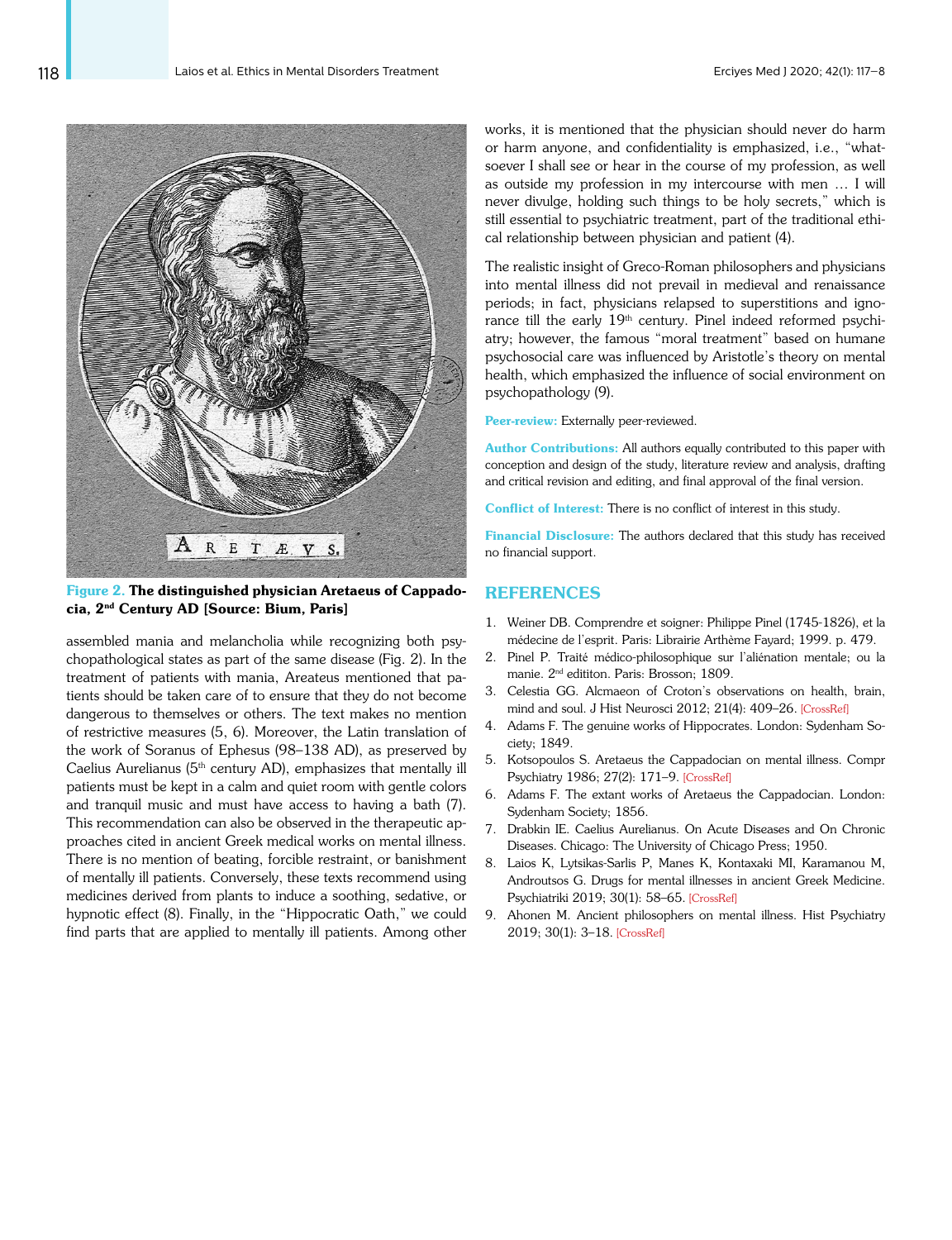**Figure 2.** **The distinguished physician Aretaeus of Cappadocia, 2nd Century AD [Source: Bium, Paris]**

assembled mania and melancholia while recognizing both psychopathological states as part of the same disease (Fig. 2). In the treatment of patients with mania, Areateus mentioned that patients should be taken care of to ensure that they do not become dangerous to themselves or others. The text makes no mention of restrictive measures (5, 6). Moreover, the Latin translation of the work of Soranus of Ephesus (98–138 AD), as preserved by Caelius Aurelianus (5th century AD), emphasizes that mentally ill patients must be kept in a calm and quiet room with gentle colors and tranquil music and must have access to having a bath (7). This recommendation can also be observed in the therapeutic approaches cited in ancient Greek medical works on mental illness. There is no mention of beating, forcible restraint, or banishment of mentally ill patients. Conversely, these texts recommend using medicines derived from plants to induce a soothing, sedative, or hypnotic effect (8). Finally, in the "Hippocratic Oath," we could find parts that are applied to mentally ill patients. Among other works, it is mentioned that the physician should never do harm or harm anyone, and confidentiality is emphasized, i.e., "whatsoever I shall see or hear in the course of my profession, as well as outside my profession in my intercourse with men … I will never divulge, holding such things to be holy secrets," which is still essential to psychiatric treatment, part of the traditional ethical relationship between physician and patient (4).

The realistic insight of Greco-Roman philosophers and physicians into mental illness did not prevail in medieval and renaissance periods; in fact, physicians relapsed to superstitions and ignorance till the early 19th century. Pinel indeed reformed psychiatry; however, the famous "moral treatment" based on humane psychosocial care was influenced by Aristotle's theory on mental health, which emphasized the influence of social environment on psychopathology (9).

**Peer-review:** Externally peer-reviewed.

**Author Contributions:** All authors equally contributed to this paper with conception and design of the study, literature review and analysis, drafting and critical revision and editing, and final approval of the final version.

**Conflict of Interest:** There is no conflict of interest in this study.

**Financial Disclosure:** The authors declared that this study has received no financial support.

## REFERENCES

1. Weiner DB. Comprendre et soigner: Philippe Pinel (1745-1826), et la médecine de l'esprit. Paris: Librairie Arthème Fayard; 1999. p. 479.
2. Pinel P. Traité médico-philosophique sur l'aliénation mentale; ou la manie. 2nd edititon. Paris: Brosson; 1809.
3. Celestia GG. Alcmaeon of Croton's observations on health, brain, mind and soul. J Hist Neurosci 2012; 21(4): 409–26. [CrossRef]
4. Adams F. The genuine works of Hippocrates. London: Sydenham Society; 1849.
5. Kotsopoulos S. Aretaeus the Cappadocian on mental illness. Compr Psychiatry 1986; 27(2): 171–9. [CrossRef]
6. Adams F. The extant works of Aretaeus the Cappadocian. London: Sydenham Society; 1856.
7. Drabkin IE. Caelius Aurelianus. On Acute Diseases and On Chronic Diseases. Chicago: The University of Chicago Press; 1950.
8. Laios K, Lytsikas-Sarlis P, Manes K, Kontaxaki MI, Karamanou M, Androutsos G. Drugs for mental illnesses in ancient Greek Medicine. Psychiatriki 2019; 30(1): 58–65. [CrossRef]
9. Ahonen M. Ancient philosophers on mental illness. Hist Psychiatry 2019; 30(1): 3–18. [CrossRef]